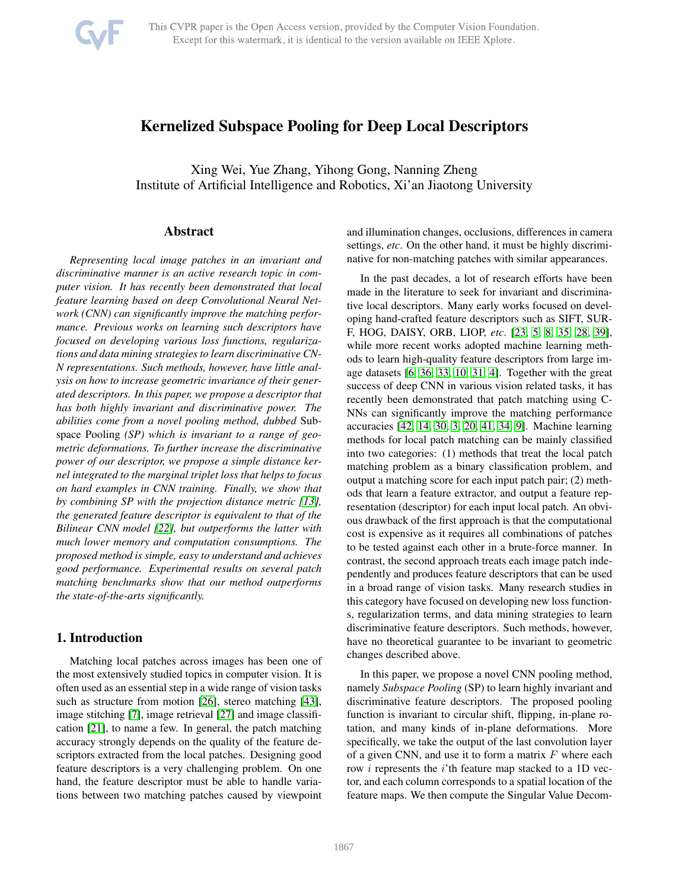# Kernelized Subspace Pooling for Deep Local Descriptors

Xing Wei, Yue Zhang, Yihong Gong, Nanning Zheng
Institute of Artificial Intelligence and Robotics, Xi'an Jiaotong University

## Abstract

*Representing local image patches in an invariant and discriminative manner is an active research topic in computer vision. It has recently been demonstrated that local feature learning based on deep Convolutional Neural Network (CNN) can significantly improve the matching performance. Previous works on learning such descriptors have focused on developing various loss functions, regularizations and data mining strategies to learn discriminative CNN representations. Such methods, however, have little analysis on how to increase geometric invariance of their generated descriptors. In this paper, we propose a descriptor that has both highly invariant and discriminative power. The abilities come from a novel pooling method, dubbed* Subspace Pooling *(SP) which is invariant to a range of geometric deformations. To further increase the discriminative power of our descriptor, we propose a simple distance kernel integrated to the marginal triplet loss that helps to focus on hard examples in CNN training. Finally, we show that by combining SP with the projection distance metric [13], the generated feature descriptor is equivalent to that of the Bilinear CNN model [22], but outperforms the latter with much lower memory and computation consumptions. The proposed method is simple, easy to understand and achieves good performance. Experimental results on several patch matching benchmarks show that our method outperforms the state-of-the-arts significantly.*

## 1. Introduction

Matching local patches across images has been one of the most extensively studied topics in computer vision. It is often used as an essential step in a wide range of vision tasks such as structure from motion [26], stereo matching [43], image stitching [7], image retrieval [27] and image classification [21], to name a few. In general, the patch matching accuracy strongly depends on the quality of the feature descriptors extracted from the local patches. Designing good feature descriptors is a very challenging problem. On one hand, the feature descriptor must be able to handle variations between two matching patches caused by viewpoint and illumination changes, occlusions, differences in camera settings, *etc*. On the other hand, it must be highly discriminative for non-matching patches with similar appearances.

In the past decades, a lot of research efforts have been made in the literature to seek for invariant and discriminative local descriptors. Many early works focused on developing hand-crafted feature descriptors such as SIFT, SURF, HOG, DAISY, ORB, LIOP, *etc*. [23, 5, 8, 35, 28, 39], while more recent works adopted machine learning methods to learn high-quality feature descriptors from large image datasets [6, 36, 33, 10, 31, 4]. Together with the great success of deep CNN in various vision related tasks, it has recently been demonstrated that patch matching using CNNs can significantly improve the matching performance accuracies [42, 14, 30, 3, 20, 41, 34, 9]. Machine learning methods for local patch matching can be mainly classified into two categories: (1) methods that treat the local patch matching problem as a binary classification problem, and output a matching score for each input patch pair; (2) methods that learn a feature extractor, and output a feature representation (descriptor) for each input local patch. An obvious drawback of the first approach is that the computational cost is expensive as it requires all combinations of patches to be tested against each other in a brute-force manner. In contrast, the second approach treats each image patch independently and produces feature descriptors that can be used in a broad range of vision tasks. Many research studies in this category have focused on developing new loss functions, regularization terms, and data mining strategies to learn discriminative feature descriptors. Such methods, however, have no theoretical guarantee to be invariant to geometric changes described above.

In this paper, we propose a novel CNN pooling method, namely *Subspace Pooling* (SP) to learn highly invariant and discriminative feature descriptors. The proposed pooling function is invariant to circular shift, flipping, in-plane rotation, and many kinds of in-plane deformations. More specifically, we take the output of the last convolution layer of a given CNN, and use it to form a matrix $F$ where each row $i$ represents the $i$'th feature map stacked to a 1D vector, and each column corresponds to a spatial location of the feature maps. We then compute the Singular Value Decom-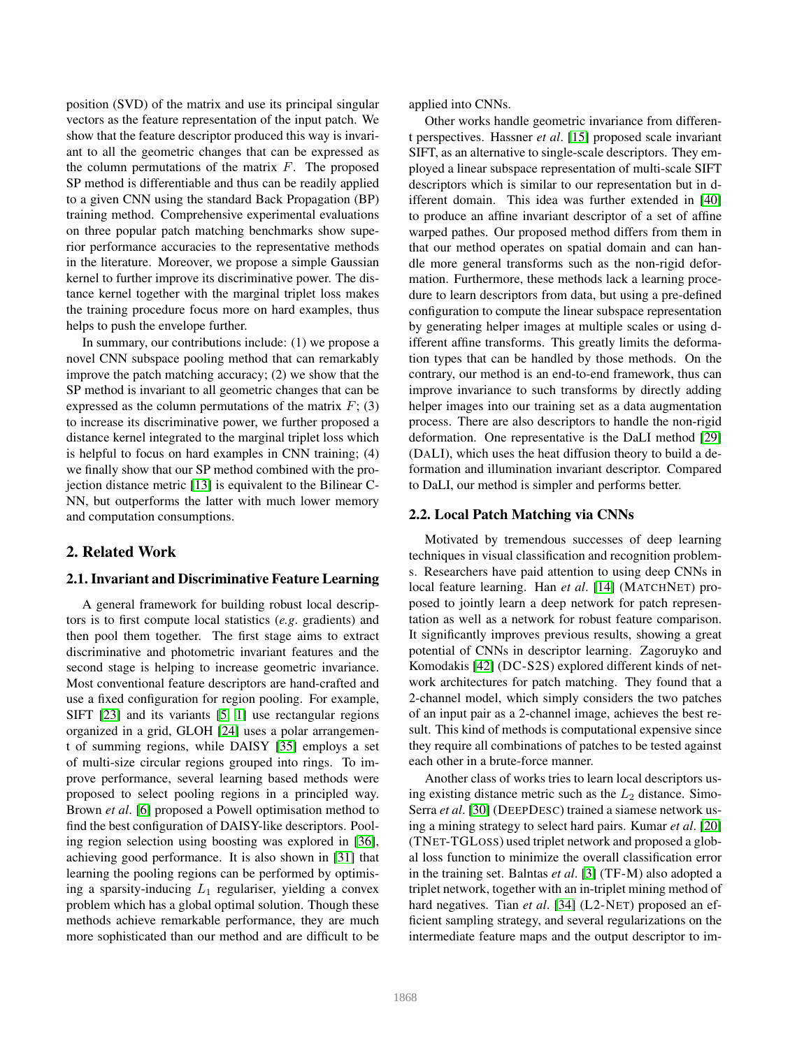position (SVD) of the matrix and use its principal singular vectors as the feature representation of the input patch. We show that the feature descriptor produced this way is invariant to all the geometric changes that can be expressed as the column permutations of the matrix $F$. The proposed SP method is differentiable and thus can be readily applied to a given CNN using the standard Back Propagation (BP) training method. Comprehensive experimental evaluations on three popular patch matching benchmarks show superior performance accuracies to the representative methods in the literature. Moreover, we propose a simple Gaussian kernel to further improve its discriminative power. The distance kernel together with the marginal triplet loss makes the training procedure focus more on hard examples, thus helps to push the envelope further.

In summary, our contributions include: (1) we propose a novel CNN subspace pooling method that can remarkably improve the patch matching accuracy; (2) we show that the SP method is invariant to all geometric changes that can be expressed as the column permutations of the matrix $F$; (3) to increase its discriminative power, we further proposed a distance kernel integrated to the marginal triplet loss which is helpful to focus on hard examples in CNN training; (4) we finally show that our SP method combined with the projection distance metric [13] is equivalent to the Bilinear CNN, but outperforms the latter with much lower memory and computation consumptions.

## 2. Related Work

### 2.1. Invariant and Discriminative Feature Learning

A general framework for building robust local descriptors is to first compute local statistics (*e.g*. gradients) and then pool them together. The first stage aims to extract discriminative and photometric invariant features and the second stage is helping to increase geometric invariance. Most conventional feature descriptors are hand-crafted and use a fixed configuration for region pooling. For example, SIFT [23] and its variants [5, 1] use rectangular regions organized in a grid, GLOH [24] uses a polar arrangement of summing regions, while DAISY [35] employs a set of multi-size circular regions grouped into rings. To improve performance, several learning based methods were proposed to select pooling regions in a principled way. Brown *et al*. [6] proposed a Powell optimisation method to find the best configuration of DAISY-like descriptors. Pooling region selection using boosting was explored in [36], achieving good performance. It is also shown in [31] that learning the pooling regions can be performed by optimising a sparsity-inducing $L_1$ regulariser, yielding a convex problem which has a global optimal solution. Though these methods achieve remarkable performance, they are much more sophisticated than our method and are difficult to be applied into CNNs.

Other works handle geometric invariance from different perspectives. Hassner *et al*. [15] proposed scale invariant SIFT, as an alternative to single-scale descriptors. They employed a linear subspace representation of multi-scale SIFT descriptors which is similar to our representation but in different domain. This idea was further extended in [40] to produce an affine invariant descriptor of a set of affine warped pathes. Our proposed method differs from them in that our method operates on spatial domain and can handle more general transforms such as the non-rigid deformation. Furthermore, these methods lack a learning procedure to learn descriptors from data, but using a pre-defined configuration to compute the linear subspace representation by generating helper images at multiple scales or using different affine transforms. This greatly limits the deformation types that can be handled by those methods. On the contrary, our method is an end-to-end framework, thus can improve invariance to such transforms by directly adding helper images into our training set as a data augmentation process. There are also descriptors to handle the non-rigid deformation. One representative is the DaLI method [29] (DALI), which uses the heat diffusion theory to build a deformation and illumination invariant descriptor. Compared to DaLI, our method is simpler and performs better.

### 2.2. Local Patch Matching via CNNs

Motivated by tremendous successes of deep learning techniques in visual classification and recognition problems. Researchers have paid attention to using deep CNNs in local feature learning. Han *et al*. [14] (MATCHNET) proposed to jointly learn a deep network for patch representation as well as a network for robust feature comparison. It significantly improves previous results, showing a great potential of CNNs in descriptor learning. Zagoruyko and Komodakis [42] (DC-S2S) explored different kinds of network architectures for patch matching. They found that a 2-channel model, which simply considers the two patches of an input pair as a 2-channel image, achieves the best result. This kind of methods is computational expensive since they require all combinations of patches to be tested against each other in a brute-force manner.

Another class of works tries to learn local descriptors using existing distance metric such as the $L_2$ distance. Simo-Serra *et al*. [30] (DEEPDESC) trained a siamese network using a mining strategy to select hard pairs. Kumar *et al*. [20] (TNET-TGLOSS) used triplet network and proposed a global loss function to minimize the overall classification error in the training set. Balntas *et al*. [3] (TF-M) also adopted a triplet network, together with an in-triplet mining method of hard negatives. Tian *et al*. [34] (L2-NET) proposed an efficient sampling strategy, and several regularizations on the intermediate feature maps and the output descriptor to im-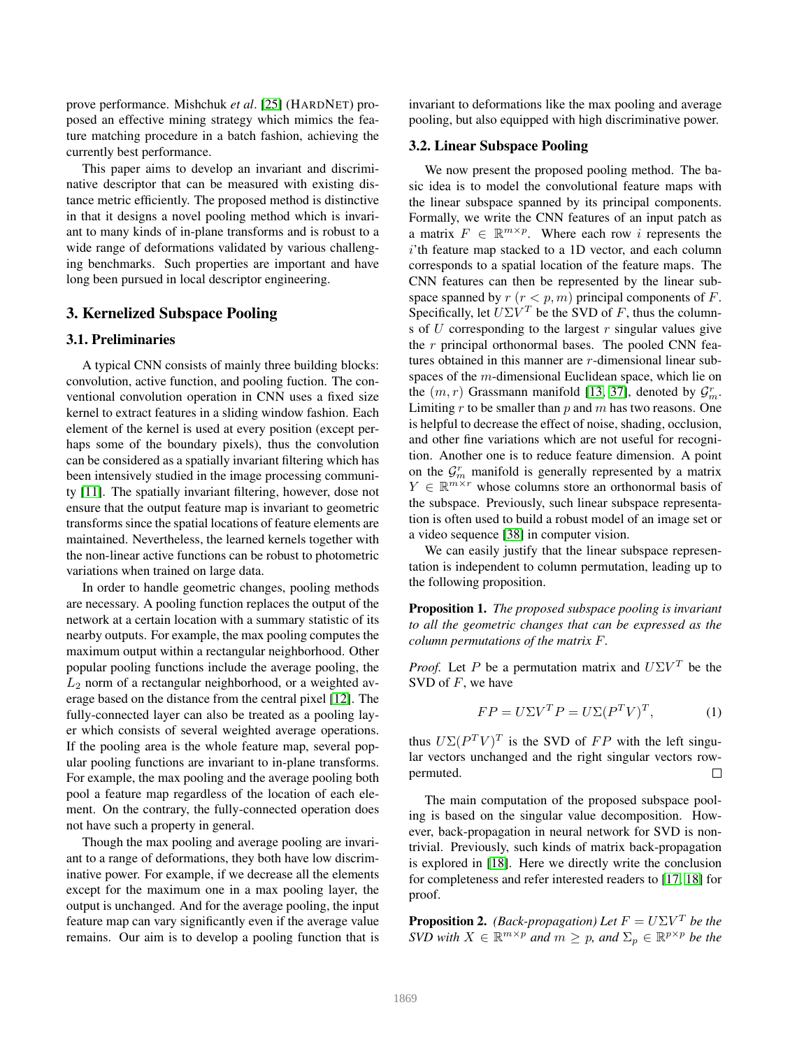prove performance. Mishchuk *et al*. [25] (HARDNET) proposed an effective mining strategy which mimics the feature matching procedure in a batch fashion, achieving the currently best performance.

This paper aims to develop an invariant and discriminative descriptor that can be measured with existing distance metric efficiently. The proposed method is distinctive in that it designs a novel pooling method which is invariant to many kinds of in-plane transforms and is robust to a wide range of deformations validated by various challenging benchmarks. Such properties are important and have long been pursued in local descriptor engineering.

# 3. Kernelized Subspace Pooling

## 3.1. Preliminaries

A typical CNN consists of mainly three building blocks: convolution, active function, and pooling fuction. The conventional convolution operation in CNN uses a fixed size kernel to extract features in a sliding window fashion. Each element of the kernel is used at every position (except perhaps some of the boundary pixels), thus the convolution can be considered as a spatially invariant filtering which has been intensively studied in the image processing community [11]. The spatially invariant filtering, however, dose not ensure that the output feature map is invariant to geometric transforms since the spatial locations of feature elements are maintained. Nevertheless, the learned kernels together with the non-linear active functions can be robust to photometric variations when trained on large data.

In order to handle geometric changes, pooling methods are necessary. A pooling function replaces the output of the network at a certain location with a summary statistic of its nearby outputs. For example, the max pooling computes the maximum output within a rectangular neighborhood. Other popular pooling functions include the average pooling, the $L_2$ norm of a rectangular neighborhood, or a weighted average based on the distance from the central pixel [12]. The fully-connected layer can also be treated as a pooling layer which consists of several weighted average operations. If the pooling area is the whole feature map, several popular pooling functions are invariant to in-plane transforms. For example, the max pooling and the average pooling both pool a feature map regardless of the location of each element. On the contrary, the fully-connected operation does not have such a property in general.

Though the max pooling and average pooling are invariant to a range of deformations, they both have low discriminative power. For example, if we decrease all the elements except for the maximum one in a max pooling layer, the output is unchanged. And for the average pooling, the input feature map can vary significantly even if the average value remains. Our aim is to develop a pooling function that is invariant to deformations like the max pooling and average pooling, but also equipped with high discriminative power.

## 3.2. Linear Subspace Pooling

We now present the proposed pooling method. The basic idea is to model the convolutional feature maps with the linear subspace spanned by its principal components. Formally, we write the CNN features of an input patch as a matrix $F \in \mathbb{R}^{m \times p}$. Where each row $i$ represents the $i$'th feature map stacked to a 1D vector, and each column corresponds to a spatial location of the feature maps. The CNN features can then be represented by the linear subspace spanned by $r$ ($r < p, m$) principal components of $F$. Specifically, let $U\Sigma V^T$ be the SVD of $F$, thus the columns of $U$ corresponding to the largest $r$ singular values give the $r$ principal orthonormal bases. The pooled CNN features obtained in this manner are $r$-dimensional linear subspaces of the $m$-dimensional Euclidean space, which lie on the $(m, r)$ Grassmann manifold [13, 37], denoted by $\mathcal{G}_m^r$. Limiting $r$ to be smaller than $p$ and $m$ has two reasons. One is helpful to decrease the effect of noise, shading, occlusion, and other fine variations which are not useful for recognition. Another one is to reduce feature dimension. A point on the $\mathcal{G}_m^r$ manifold is generally represented by a matrix $Y \in \mathbb{R}^{m \times r}$ whose columns store an orthonormal basis of the subspace. Previously, such linear subspace representation is often used to build a robust model of an image set or a video sequence [38] in computer vision.

We can easily justify that the linear subspace representation is independent to column permutation, leading up to the following proposition.

**Proposition 1.** *The proposed subspace pooling is invariant to all the geometric changes that can be expressed as the column permutations of the matrix $F$.*

*Proof.* Let $P$ be a permutation matrix and $U\Sigma V^T$ be the SVD of $F$, we have

$$FP = U\Sigma V^T P = U\Sigma(P^T V)^T, \tag{1}$$

thus $U\Sigma(P^T V)^T$ is the SVD of $FP$ with the left singular vectors unchanged and the right singular vectors row-permuted. □

The main computation of the proposed subspace pooling is based on the singular value decomposition. However, back-propagation in neural network for SVD is nontrivial. Previously, such kinds of matrix back-propagation is explored in [18]. Here we directly write the conclusion for completeness and refer interested readers to [17, 18] for proof.

**Proposition 2.** *(Back-propagation) Let $F = U\Sigma V^T$ be the SVD with $X \in \mathbb{R}^{m \times p}$ and $m \geq p$, and $\Sigma_p \in \mathbb{R}^{p \times p}$ be the*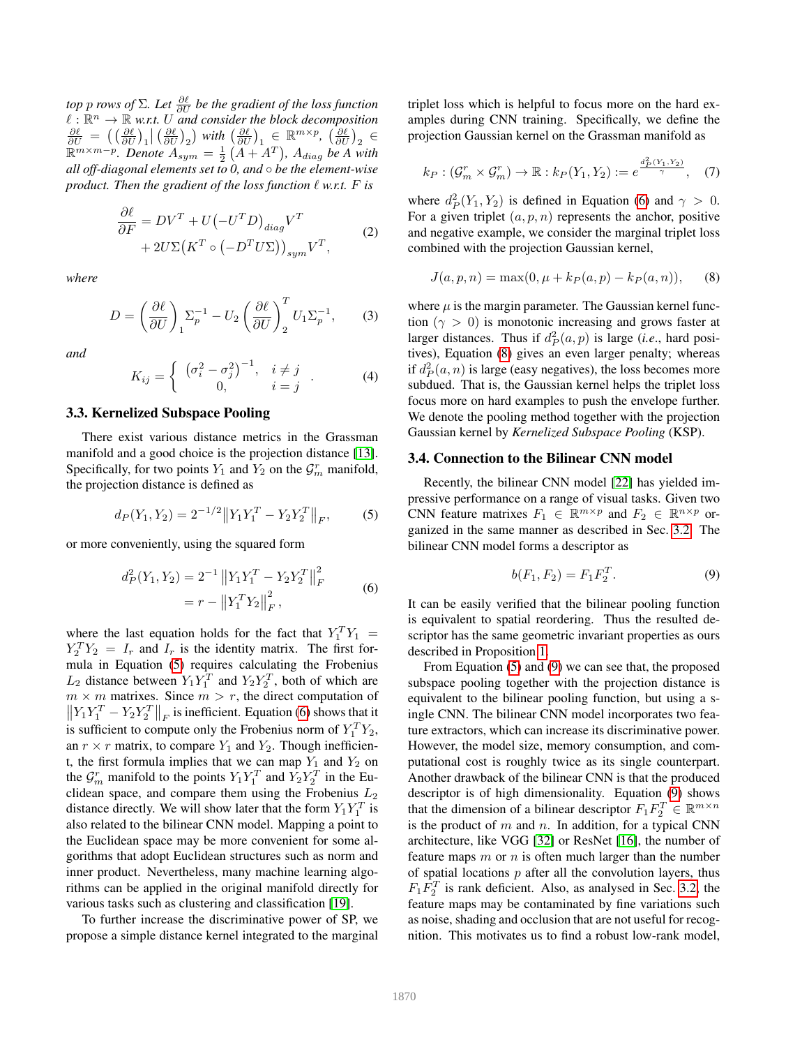*top $p$ rows of $\Sigma$. Let $\frac{\partial \ell}{\partial U}$ be the gradient of the loss function $\ell : \mathbb{R}^n \to \mathbb{R}$ w.r.t. $U$ and consider the block decomposition $\frac{\partial \ell}{\partial U} = \left( \left(\frac{\partial \ell}{\partial U}\right)_1 \middle| \left(\frac{\partial \ell}{\partial U}\right)_2 \right)$ with $\left(\frac{\partial \ell}{\partial U}\right)_1 \in \mathbb{R}^{m \times p}$, $\left(\frac{\partial \ell}{\partial U}\right)_2 \in \mathbb{R}^{m \times m-p}$. Denote $A_{sym} = \frac{1}{2}\left(A + A^T\right)$, $A_{diag}$ be $A$ with all off-diagonal elements set to 0, and $\circ$ be the element-wise product. Then the gradient of the loss function $\ell$ w.r.t. $F$ is*

$$
\begin{aligned}
\frac{\partial \ell}{\partial F} &= DV^T + U\big(-U^T D\big)_{diag} V^T \\
&\quad + 2U\Sigma\big(K^T \circ \big(-D^T U\Sigma\big)\big)_{sym} V^T,
\end{aligned} \tag{2}
$$

*where*

$$
D = \left(\frac{\partial \ell}{\partial U}\right)_1 \Sigma_p^{-1} - U_2 \left(\frac{\partial \ell}{\partial U}\right)_2^T U_1 \Sigma_p^{-1}, \tag{3}
$$

*and*

$$
K_{ij} = \begin{cases} \left(\sigma_i^2 - \sigma_j^2\right)^{-1}, & i \neq j \\ 0, & i = j \end{cases}. \tag{4}
$$

### 3.3. Kernelized Subspace Pooling

There exist various distance metrics in the Grassman manifold and a good choice is the projection distance [13]. Specifically, for two points $Y_1$ and $Y_2$ on the $\mathcal{G}_m^r$ manifold, the projection distance is defined as

$$
d_P(Y_1, Y_2) = 2^{-1/2}\left\|Y_1 Y_1^T - Y_2 Y_2^T\right\|_F, \tag{5}
$$

or more conveniently, using the squared form

$$
\begin{aligned}
d_P^2(Y_1, Y_2) &= 2^{-1}\left\|Y_1 Y_1^T - Y_2 Y_2^T\right\|_F^2 \\
&= r - \left\|Y_1^T Y_2\right\|_F^2,
\end{aligned} \tag{6}
$$

where the last equation holds for the fact that $Y_1^T Y_1 = Y_2^T Y_2 = I_r$ and $I_r$ is the identity matrix. The first formula in Equation (5) requires calculating the Frobenius $L_2$ distance between $Y_1 Y_1^T$ and $Y_2 Y_2^T$, both of which are $m \times m$ matrixes. Since $m > r$, the direct computation of $\left\|Y_1 Y_1^T - Y_2 Y_2^T\right\|_F$ is inefficient. Equation (6) shows that it is sufficient to compute only the Frobenius norm of $Y_1^T Y_2$, an $r \times r$ matrix, to compare $Y_1$ and $Y_2$. Though inefficient, the first formula implies that we can map $Y_1$ and $Y_2$ on the $\mathcal{G}_m^r$ manifold to the points $Y_1 Y_1^T$ and $Y_2 Y_2^T$ in the Euclidean space, and compare them using the Frobenius $L_2$ distance directly. We will show later that the form $Y_1 Y_1^T$ is also related to the bilinear CNN model. Mapping a point to the Euclidean space may be more convenient for some algorithms that adopt Euclidean structures such as norm and inner product. Nevertheless, many machine learning algorithms can be applied in the original manifold directly for various tasks such as clustering and classification [19].

To further increase the discriminative power of SP, we propose a simple distance kernel integrated to the marginal triplet loss which is helpful to focus more on the hard examples during CNN training. Specifically, we define the projection Gaussian kernel on the Grassman manifold as

$$
k_P : (\mathcal{G}_m^r \times \mathcal{G}_m^r) \to \mathbb{R} : k_P(Y_1, Y_2) := e^{\frac{d_P^2(Y_1, Y_2)}{\gamma}}, \tag{7}
$$

where $d_P^2(Y_1, Y_2)$ is defined in Equation (6) and $\gamma > 0$. For a given triplet $(a, p, n)$ represents the anchor, positive and negative example, we consider the marginal triplet loss combined with the projection Gaussian kernel,

$$
J(a, p, n) = \max(0, \mu + k_P(a, p) - k_P(a, n)), \tag{8}
$$

where $\mu$ is the margin parameter. The Gaussian kernel function ($\gamma > 0$) is monotonic increasing and grows faster at larger distances. Thus if $d_P^2(a, p)$ is large (*i.e*., hard positives), Equation (8) gives an even larger penalty; whereas if $d_P^2(a, n)$ is large (easy negatives), the loss becomes more subdued. That is, the Gaussian kernel helps the triplet loss focus more on hard examples to push the envelope further. We denote the pooling method together with the projection Gaussian kernel by *Kernelized Subspace Pooling* (KSP).

### 3.4. Connection to the Bilinear CNN model

Recently, the bilinear CNN model [22] has yielded impressive performance on a range of visual tasks. Given two CNN feature matrixes $F_1 \in \mathbb{R}^{m \times p}$ and $F_2 \in \mathbb{R}^{n \times p}$ organized in the same manner as described in Sec. 3.2. The bilinear CNN model forms a descriptor as

$$
b(F_1, F_2) = F_1 F_2^T. \tag{9}
$$

It can be easily verified that the bilinear pooling function is equivalent to spatial reordering. Thus the resulted descriptor has the same geometric invariant properties as ours described in Proposition 1.

From Equation (5) and (9) we can see that, the proposed subspace pooling together with the projection distance is equivalent to the bilinear pooling function, but using a single CNN. The bilinear CNN model incorporates two feature extractors, which can increase its discriminative power. However, the model size, memory consumption, and computational cost is roughly twice as its single counterpart. Another drawback of the bilinear CNN is that the produced descriptor is of high dimensionality. Equation (9) shows that the dimension of a bilinear descriptor $F_1 F_2^T \in \mathbb{R}^{m \times n}$ is the product of $m$ and $n$. In addition, for a typical CNN architecture, like VGG [32] or ResNet [16], the number of feature maps $m$ or $n$ is often much larger than the number of spatial locations $p$ after all the convolution layers, thus $F_1 F_2^T$ is rank deficient. Also, as analysed in Sec. 3.2, the feature maps may be contaminated by fine variations such as noise, shading and occlusion that are not useful for recognition. This motivates us to find a robust low-rank model,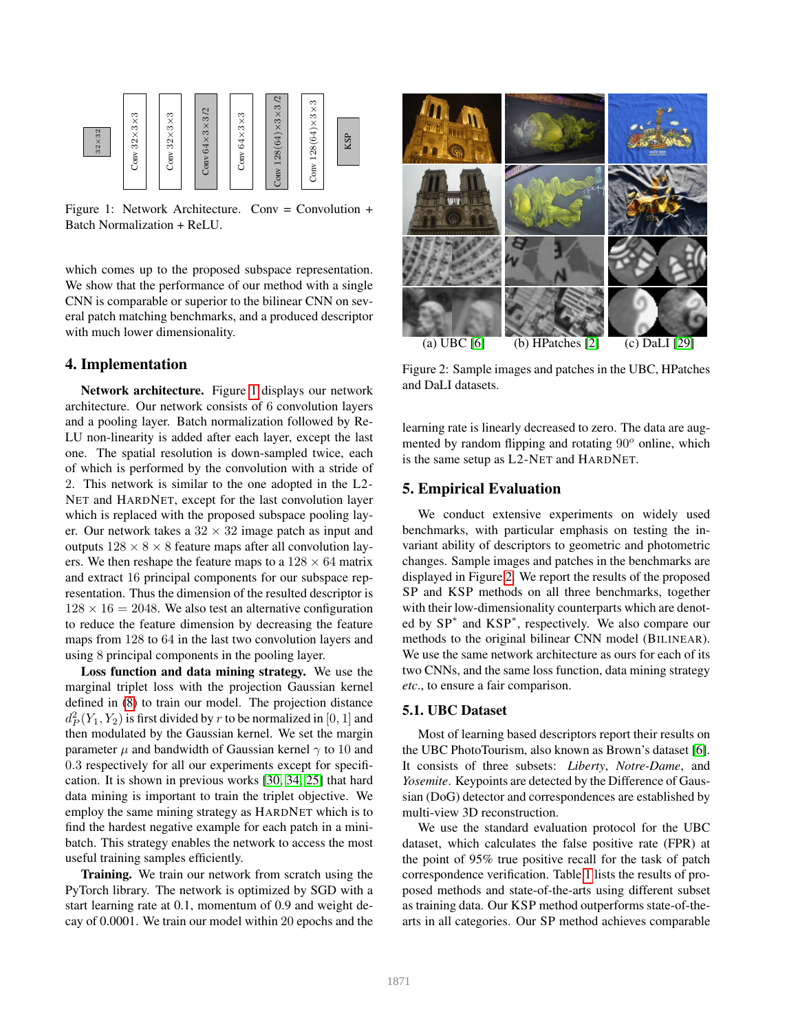Figure 1: Network Architecture. Conv = Convolution + Batch Normalization + ReLU.

Figure 2: Sample images and patches in the UBC, HPatches and DaLI datasets. (a) UBC [6] (b) HPatches [2] (c) DaLI [29]

which comes up to the proposed subspace representation. We show that the performance of our method with a single CNN is comparable or superior to the bilinear CNN on several patch matching benchmarks, and a produced descriptor with much lower dimensionality.

## 4. Implementation

**Network architecture.** Figure 1 displays our network architecture. Our network consists of 6 convolution layers and a pooling layer. Batch normalization followed by ReLU non-linearity is added after each layer, except the last one. The spatial resolution is down-sampled twice, each of which is performed by the convolution with a stride of 2. This network is similar to the one adopted in the L2-NET and HARDNET, except for the last convolution layer which is replaced with the proposed subspace pooling layer. Our network takes a $32 \times 32$ image patch as input and outputs $128 \times 8 \times 8$ feature maps after all convolution layers. We then reshape the feature maps to a $128 \times 64$ matrix and extract 16 principal components for our subspace representation. Thus the dimension of the resulted descriptor is $128 \times 16 = 2048$. We also test an alternative configuration to reduce the feature dimension by decreasing the feature maps from 128 to 64 in the last two convolution layers and using 8 principal components in the pooling layer.

**Loss function and data mining strategy.** We use the marginal triplet loss with the projection Gaussian kernel defined in (8) to train our model. The projection distance $d_P^2(Y_1, Y_2)$ is first divided by $r$ to be normalized in $[0, 1]$ and then modulated by the Gaussian kernel. We set the margin parameter $\mu$ and bandwidth of Gaussian kernel $\gamma$ to 10 and 0.3 respectively for all our experiments except for specification. It is shown in previous works [30, 34, 25] that hard data mining is important to train the triplet objective. We employ the same mining strategy as HARDNET which is to find the hardest negative example for each patch in a mini-batch. This strategy enables the network to access the most useful training samples efficiently.

**Training.** We train our network from scratch using the PyTorch library. The network is optimized by SGD with a start learning rate at 0.1, momentum of 0.9 and weight decay of 0.0001. We train our model within 20 epochs and the learning rate is linearly decreased to zero. The data are augmented by random flipping and rotating $90^o$ online, which is the same setup as L2-NET and HARDNET.

## 5. Empirical Evaluation

We conduct extensive experiments on widely used benchmarks, with particular emphasis on testing the invariant ability of descriptors to geometric and photometric changes. Sample images and patches in the benchmarks are displayed in Figure 2. We report the results of the proposed SP and KSP methods on all three benchmarks, together with their low-dimensionality counterparts which are denoted by SP$^*$ and KSP$^*$, respectively. We also compare our methods to the original bilinear CNN model (BILINEAR). We use the same network architecture as ours for each of its two CNNs, and the same loss function, data mining strategy *etc.*, to ensure a fair comparison.

### 5.1. UBC Dataset

Most of learning based descriptors report their results on the UBC PhotoTourism, also known as Brown's dataset [6]. It consists of three subsets: *Liberty*, *Notre-Dame*, and *Yosemite*. Keypoints are detected by the Difference of Gaussian (DoG) detector and correspondences are established by multi-view 3D reconstruction.

We use the standard evaluation protocol for the UBC dataset, which calculates the false positive rate (FPR) at the point of 95% true positive recall for the task of patch correspondence verification. Table 1 lists the results of proposed methods and state-of-the-arts using different subset as training data. Our KSP method outperforms state-of-the-arts in all categories. Our SP method achieves comparable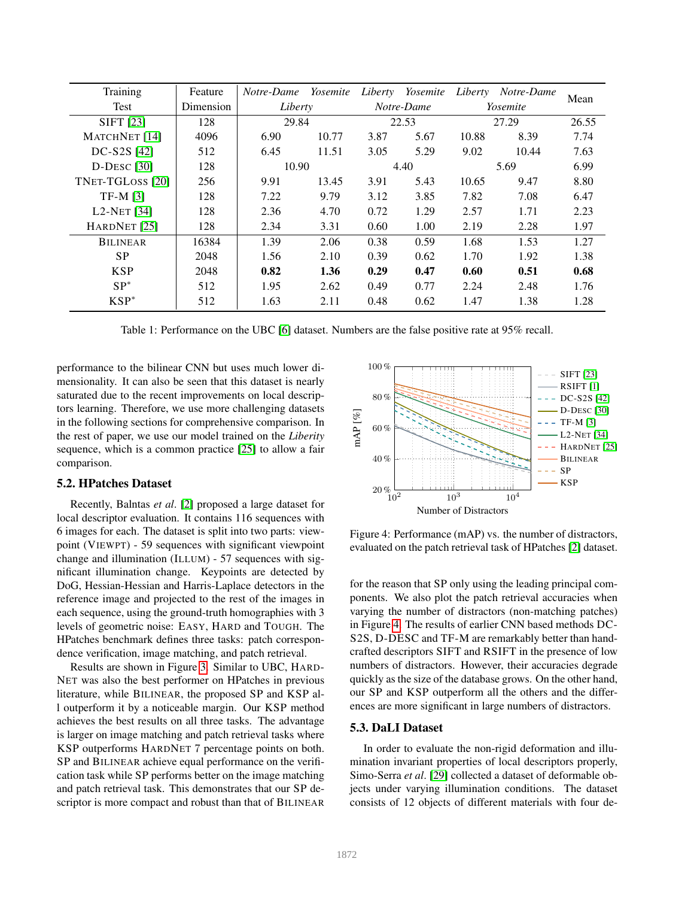| Training | Feature | *Notre-Dame* | *Yosemite* | *Liberty* | *Yosemite* | *Liberty* | *Notre-Dame* | Mean |
|---|---|---|---|---|---|---|---|---|
| Test | Dimension | *Liberty* | | *Notre-Dame* | | *Yosemite* | | |
| SIFT [23] | 128 | 29.84 | | 22.53 | | 27.29 | | 26.55 |
| MatchNet [14] | 4096 | 6.90 | 10.77 | 3.87 | 5.67 | 10.88 | 8.39 | 7.74 |
| DC-S2S [42] | 512 | 6.45 | 11.51 | 3.05 | 5.29 | 9.02 | 10.44 | 7.63 |
| D-Desc [30] | 128 | 10.90 | | 4.40 | | 5.69 | | 6.99 |
| TNet-TGLoss [20] | 256 | 9.91 | 13.45 | 3.91 | 5.43 | 10.65 | 9.47 | 8.80 |
| TF-M [3] | 128 | 7.22 | 9.79 | 3.12 | 3.85 | 7.82 | 7.08 | 6.47 |
| L2-Net [34] | 128 | 2.36 | 4.70 | 0.72 | 1.29 | 2.57 | 1.71 | 2.23 |
| HardNet [25] | 128 | 2.34 | 3.31 | 0.60 | 1.00 | 2.19 | 2.28 | 1.97 |
| Bilinear | 16384 | 1.39 | 2.06 | 0.38 | 0.59 | 1.68 | 1.53 | 1.27 |
| SP | 2048 | 1.56 | 2.10 | 0.39 | 0.62 | 1.70 | 1.92 | 1.38 |
| KSP | 2048 | **0.82** | **1.36** | **0.29** | **0.47** | **0.60** | **0.51** | **0.68** |
| SP* | 512 | 1.95 | 2.62 | 0.49 | 0.77 | 2.24 | 2.48 | 1.76 |
| KSP* | 512 | 1.63 | 2.11 | 0.48 | 0.62 | 1.47 | 1.38 | 1.28 |

Table 1: Performance on the UBC [6] dataset. Numbers are the false positive rate at 95% recall.

performance to the bilinear CNN but uses much lower dimensionality. It can also be seen that this dataset is nearly saturated due to the recent improvements on local descriptors learning. Therefore, we use more challenging datasets in the following sections for comprehensive comparison. In the rest of paper, we use our model trained on the *Liberty* sequence, which is a common practice [25] to allow a fair comparison.

## 5.2. HPatches Dataset

Recently, Balntas *et al*. [2] proposed a large dataset for local descriptor evaluation. It contains 116 sequences with 6 images for each. The dataset is split into two parts: viewpoint (Viewpt) - 59 sequences with significant viewpoint change and illumination (Illum) - 57 sequences with significant illumination change. Keypoints are detected by DoG, Hessian-Hessian and Harris-Laplace detectors in the reference image and projected to the rest of the images in each sequence, using the ground-truth homographies with 3 levels of geometric noise: Easy, Hard and Tough. The HPatches benchmark defines three tasks: patch correspondence verification, image matching, and patch retrieval.

Results are shown in Figure 3. Similar to UBC, HardNet was also the best performer on HPatches in previous literature, while Bilinear, the proposed SP and KSP all outperform it by a noticeable margin. Our KSP method achieves the best results on all three tasks. The advantage is larger on image matching and patch retrieval tasks where KSP outperforms HardNet 7 percentage points on both. SP and Bilinear achieve equal performance on the verification task while SP performs better on the image matching and patch retrieval task. This demonstrates that our SP descriptor is more compact and robust than that of Bilinear

Figure 4: Performance (mAP) vs. the number of distractors, evaluated on the patch retrieval task of HPatches [2] dataset.

for the reason that SP only using the leading principal components. We also plot the patch retrieval accuracies when varying the number of distractors (non-matching patches) in Figure 4. The results of earlier CNN based methods DC-S2S, D-Desc and TF-M are remarkably better than handcrafted descriptors SIFT and RSIFT in the presence of low numbers of distractors. However, their accuracies degrade quickly as the size of the database grows. On the other hand, our SP and KSP outperform all the others and the differences are more significant in large numbers of distractors.

## 5.3. DaLI Dataset

In order to evaluate the non-rigid deformation and illumination invariant properties of local descriptors properly, Simo-Serra *et al*. [29] collected a dataset of deformable objects under varying illumination conditions. The dataset consists of 12 objects of different materials with four de-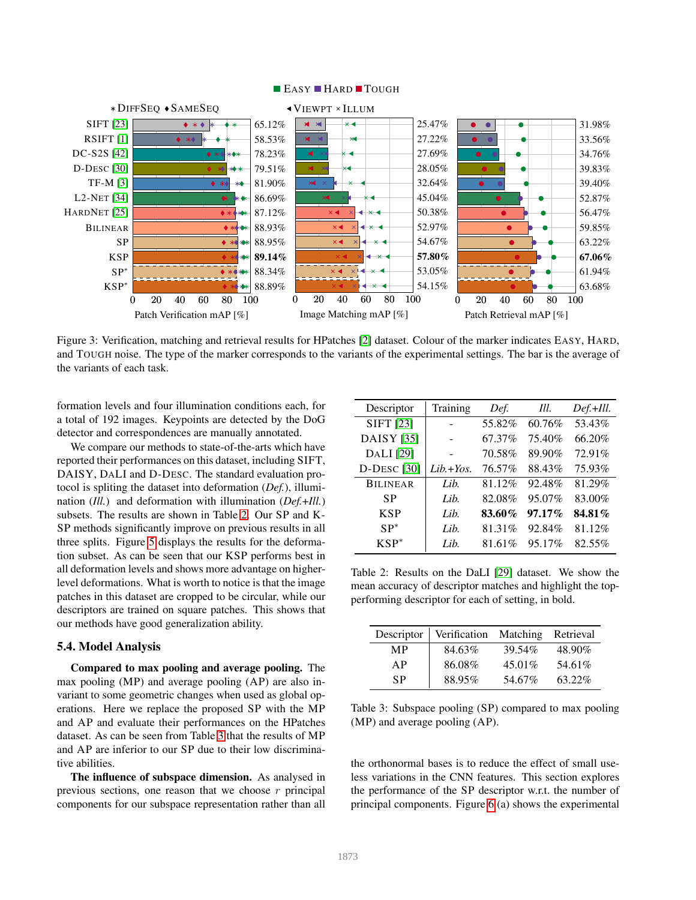Figure 3: Verification, matching and retrieval results for HPatches [2] dataset. Colour of the marker indicates EASY, HARD, and TOUGH noise. The type of the marker corresponds to the variants of the experimental settings. The bar is the average of the variants of each task.

formation levels and four illumination conditions each, for a total of 192 images. Keypoints are detected by the DoG detector and correspondences are manually annotated.

We compare our methods to state-of-the-arts which have reported their performances on this dataset, including SIFT, DAISY, DALI and D-DESC. The standard evaluation protocol is spliting the dataset into deformation (*Def.*), illumination (*Ill.*) and deformation with illumination (*Def.+Ill.*) subsets. The results are shown in Table 2. Our SP and KSP methods significantly improve on previous results in all three splits. Figure 5 displays the results for the deformation subset. As can be seen that our KSP performs best in all deformation levels and shows more advantage on higher-level deformations. What is worth to notice is that the image patches in this dataset are cropped to be circular, while our descriptors are trained on square patches. This shows that our methods have good generalization ability.

| Descriptor | Training | *Def.* | *Ill.* | *Def.+Ill.* |
|---|---|---|---|---|
| SIFT [23] | - | 55.82% | 60.76% | 53.43% |
| DAISY [35] | - | 67.37% | 75.40% | 66.20% |
| DALI [29] | - | 70.58% | 89.90% | 72.91% |
| D-DESC [30] | *Lib.+Yos.* | 76.57% | 88.43% | 75.93% |
| BILINEAR | *Lib.* | 81.12% | 92.48% | 81.29% |
| SP | *Lib.* | 82.08% | 95.07% | 83.00% |
| KSP | *Lib.* | **83.60%** | **97.17%** | **84.81%** |
| SP* | *Lib.* | 81.31% | 92.84% | 81.12% |
| KSP* | *Lib.* | 81.61% | 95.17% | 82.55% |

Table 2: Results on the DaLI [29] dataset. We show the mean accuracy of descriptor matches and highlight the top-performing descriptor for each of setting, in bold.

| Descriptor | Verification | Matching | Retrieval |
|---|---|---|---|
| MP | 84.63% | 39.54% | 48.90% |
| AP | 86.08% | 45.01% | 54.61% |
| SP | 88.95% | 54.67% | 63.22% |

Table 3: Subspace pooling (SP) compared to max pooling (MP) and average pooling (AP).

### 5.4. Model Analysis

**Compared to max pooling and average pooling.** The max pooling (MP) and average pooling (AP) are also invariant to some geometric changes when used as global operations. Here we replace the proposed SP with the MP and AP and evaluate their performances on the HPatches dataset. As can be seen from Table 3 that the results of MP and AP are inferior to our SP due to their low discriminative abilities.

**The influence of subspace dimension.** As analysed in previous sections, one reason that we choose $r$ principal components for our subspace representation rather than all the orthonormal bases is to reduce the effect of small useless variations in the CNN features. This section explores the performance of the SP descriptor w.r.t. the number of principal components. Figure 6 (a) shows the experimental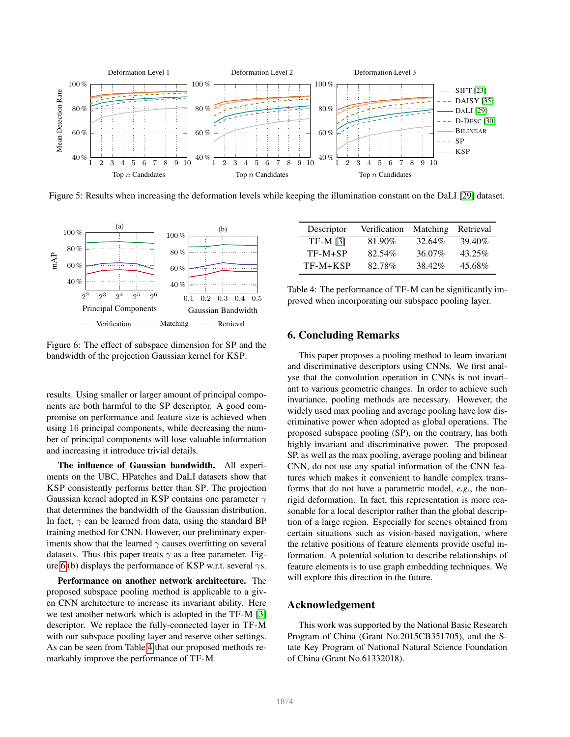Figure 5: Results when increasing the deformation levels while keeping the illumination constant on the DaLI [29] dataset.

Figure 6: The effect of subspace dimension for SP and the bandwidth of the projection Gaussian kernel for KSP.

results. Using smaller or larger amount of principal components are both harmful to the SP descriptor. A good compromise on performance and feature size is achieved when using 16 principal components, while decreasing the number of principal components will lose valuable information and increasing it introduce trivial details.

**The influence of Gaussian bandwidth.** All experiments on the UBC, HPatches and DaLI datasets show that KSP consistently performs better than SP. The projection Gaussian kernel adopted in KSP contains one parameter $\gamma$ that determines the bandwidth of the Gaussian distribution. In fact, $\gamma$ can be learned from data, using the standard BP training method for CNN. However, our preliminary experiments show that the learned $\gamma$ causes overfitting on several datasets. Thus this paper treats $\gamma$ as a free parameter. Figure 6(b) displays the performance of KSP w.r.t. several $\gamma$s.

**Performance on another network architecture.** The proposed subspace pooling method is applicable to a given CNN architecture to increase its invariant ability. Here we test another network which is adopted in the TF-M [3] descriptor. We replace the fully-connected layer in TF-M with our subspace pooling layer and reserve other settings. As can be seen from Table 4 that our proposed methods remarkably improve the performance of TF-M.

| Descriptor | Verification | Matching | Retrieval |
|---|---|---|---|
| TF-M [3] | 81.90% | 32.64% | 39.40% |
| TF-M+SP | 82.54% | 36.07% | 43.25% |
| TF-M+KSP | 82.78% | 38.42% | 45.68% |

Table 4: The performance of TF-M can be significantly improved when incorporating our subspace pooling layer.

## 6. Concluding Remarks

This paper proposes a pooling method to learn invariant and discriminative descriptors using CNNs. We first analyse that the convolution operation in CNNs is not invariant to various geometric changes. In order to achieve such invariance, pooling methods are necessary. However, the widely used max pooling and average pooling have low discriminative power when adopted as global operations. The proposed subspace pooling (SP), on the contrary, has both highly invariant and discriminative power. The proposed SP, as well as the max pooling, average pooling and bilinear CNN, do not use any spatial information of the CNN features which makes it convenient to handle complex transforms that do not have a parametric model, *e.g.*, the nonrigid deformation. In fact, this representation is more reasonable for a local descriptor rather than the global description of a large region. Especially for scenes obtained from certain situations such as vision-based navigation, where the relative positions of feature elements provide useful information. A potential solution to describe relationships of feature elements is to use graph embedding techniques. We will explore this direction in the future.

## Acknowledgement

This work was supported by the National Basic Research Program of China (Grant No.2015CB351705), and the State Key Program of National Natural Science Foundation of China (Grant No.61332018).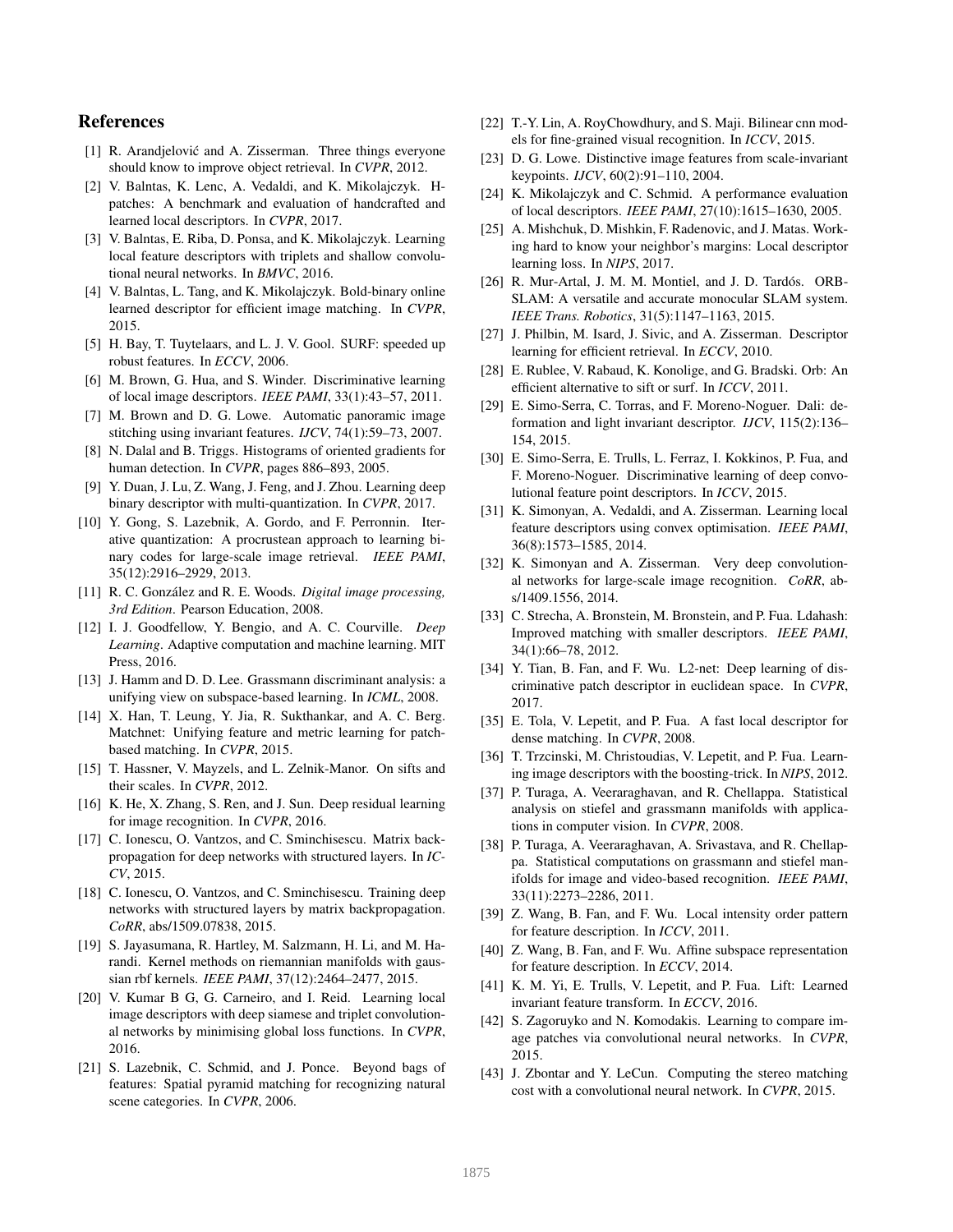## References

[1] R. Arandjelović and A. Zisserman. Three things everyone should know to improve object retrieval. In *CVPR*, 2012.

[2] V. Balntas, K. Lenc, A. Vedaldi, and K. Mikolajczyk. H-patches: A benchmark and evaluation of handcrafted and learned local descriptors. In *CVPR*, 2017.

[3] V. Balntas, E. Riba, D. Ponsa, and K. Mikolajczyk. Learning local feature descriptors with triplets and shallow convolutional neural networks. In *BMVC*, 2016.

[4] V. Balntas, L. Tang, and K. Mikolajczyk. Bold-binary online learned descriptor for efficient image matching. In *CVPR*, 2015.

[5] H. Bay, T. Tuytelaars, and L. J. V. Gool. SURF: speeded up robust features. In *ECCV*, 2006.

[6] M. Brown, G. Hua, and S. Winder. Discriminative learning of local image descriptors. *IEEE PAMI*, 33(1):43–57, 2011.

[7] M. Brown and D. G. Lowe. Automatic panoramic image stitching using invariant features. *IJCV*, 74(1):59–73, 2007.

[8] N. Dalal and B. Triggs. Histograms of oriented gradients for human detection. In *CVPR*, pages 886–893, 2005.

[9] Y. Duan, J. Lu, Z. Wang, J. Feng, and J. Zhou. Learning deep binary descriptor with multi-quantization. In *CVPR*, 2017.

[10] Y. Gong, S. Lazebnik, A. Gordo, and F. Perronnin. Iterative quantization: A procrustean approach to learning binary codes for large-scale image retrieval. *IEEE PAMI*, 35(12):2916–2929, 2013.

[11] R. C. González and R. E. Woods. *Digital image processing, 3rd Edition*. Pearson Education, 2008.

[12] I. J. Goodfellow, Y. Bengio, and A. C. Courville. *Deep Learning*. Adaptive computation and machine learning. MIT Press, 2016.

[13] J. Hamm and D. D. Lee. Grassmann discriminant analysis: a unifying view on subspace-based learning. In *ICML*, 2008.

[14] X. Han, T. Leung, Y. Jia, R. Sukthankar, and A. C. Berg. Matchnet: Unifying feature and metric learning for patch-based matching. In *CVPR*, 2015.

[15] T. Hassner, V. Mayzels, and L. Zelnik-Manor. On sifts and their scales. In *CVPR*, 2012.

[16] K. He, X. Zhang, S. Ren, and J. Sun. Deep residual learning for image recognition. In *CVPR*, 2016.

[17] C. Ionescu, O. Vantzos, and C. Sminchisescu. Matrix backpropagation for deep networks with structured layers. In *ICCV*, 2015.

[18] C. Ionescu, O. Vantzos, and C. Sminchisescu. Training deep networks with structured layers by matrix backpropagation. *CoRR*, abs/1509.07838, 2015.

[19] S. Jayasumana, R. Hartley, M. Salzmann, H. Li, and M. Harandi. Kernel methods on riemannian manifolds with gaussian rbf kernels. *IEEE PAMI*, 37(12):2464–2477, 2015.

[20] V. Kumar B G, G. Carneiro, and I. Reid. Learning local image descriptors with deep siamese and triplet convolutional networks by minimising global loss functions. In *CVPR*, 2016.

[21] S. Lazebnik, C. Schmid, and J. Ponce. Beyond bags of features: Spatial pyramid matching for recognizing natural scene categories. In *CVPR*, 2006.

[22] T.-Y. Lin, A. RoyChowdhury, and S. Maji. Bilinear cnn models for fine-grained visual recognition. In *ICCV*, 2015.

[23] D. G. Lowe. Distinctive image features from scale-invariant keypoints. *IJCV*, 60(2):91–110, 2004.

[24] K. Mikolajczyk and C. Schmid. A performance evaluation of local descriptors. *IEEE PAMI*, 27(10):1615–1630, 2005.

[25] A. Mishchuk, D. Mishkin, F. Radenovic, and J. Matas. Working hard to know your neighbor's margins: Local descriptor learning loss. In *NIPS*, 2017.

[26] R. Mur-Artal, J. M. M. Montiel, and J. D. Tardós. ORB-SLAM: A versatile and accurate monocular SLAM system. *IEEE Trans. Robotics*, 31(5):1147–1163, 2015.

[27] J. Philbin, M. Isard, J. Sivic, and A. Zisserman. Descriptor learning for efficient retrieval. In *ECCV*, 2010.

[28] E. Rublee, V. Rabaud, K. Konolige, and G. Bradski. Orb: An efficient alternative to sift or surf. In *ICCV*, 2011.

[29] E. Simo-Serra, C. Torras, and F. Moreno-Noguer. Dali: deformation and light invariant descriptor. *IJCV*, 115(2):136–154, 2015.

[30] E. Simo-Serra, E. Trulls, L. Ferraz, I. Kokkinos, P. Fua, and F. Moreno-Noguer. Discriminative learning of deep convolutional feature point descriptors. In *ICCV*, 2015.

[31] K. Simonyan, A. Vedaldi, and A. Zisserman. Learning local feature descriptors using convex optimisation. *IEEE PAMI*, 36(8):1573–1585, 2014.

[32] K. Simonyan and A. Zisserman. Very deep convolutional networks for large-scale image recognition. *CoRR*, abs/1409.1556, 2014.

[33] C. Strecha, A. Bronstein, M. Bronstein, and P. Fua. Ldahash: Improved matching with smaller descriptors. *IEEE PAMI*, 34(1):66–78, 2012.

[34] Y. Tian, B. Fan, and F. Wu. L2-net: Deep learning of discriminative patch descriptor in euclidean space. In *CVPR*, 2017.

[35] E. Tola, V. Lepetit, and P. Fua. A fast local descriptor for dense matching. In *CVPR*, 2008.

[36] T. Trzcinski, M. Christoudias, V. Lepetit, and P. Fua. Learning image descriptors with the boosting-trick. In *NIPS*, 2012.

[37] P. Turaga, A. Veeraraghavan, and R. Chellappa. Statistical analysis on stiefel and grassmann manifolds with applications in computer vision. In *CVPR*, 2008.

[38] P. Turaga, A. Veeraraghavan, A. Srivastava, and R. Chellappa. Statistical computations on grassmann and stiefel manifolds for image and video-based recognition. *IEEE PAMI*, 33(11):2273–2286, 2011.

[39] Z. Wang, B. Fan, and F. Wu. Local intensity order pattern for feature description. In *ICCV*, 2011.

[40] Z. Wang, B. Fan, and F. Wu. Affine subspace representation for feature description. In *ECCV*, 2014.

[41] K. M. Yi, E. Trulls, V. Lepetit, and P. Fua. Lift: Learned invariant feature transform. In *ECCV*, 2016.

[42] S. Zagoruyko and N. Komodakis. Learning to compare image patches via convolutional neural networks. In *CVPR*, 2015.

[43] J. Zbontar and Y. LeCun. Computing the stereo matching cost with a convolutional neural network. In *CVPR*, 2015.